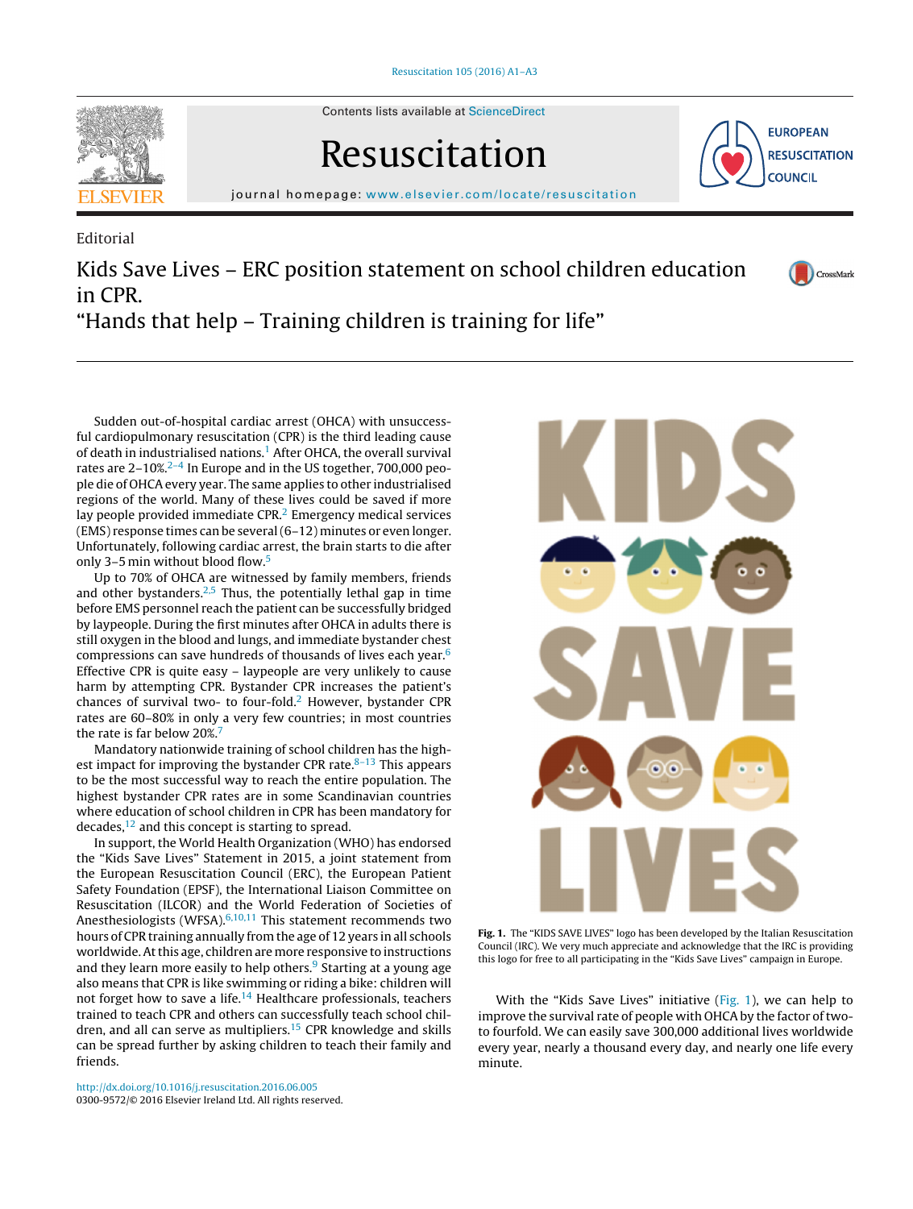Editorial

# Kids Save Lives – ERC position statement on school children education in CPR. "Hands that help – Training children is training for life"

Sudden out-of-hospital cardiac arrest (OHCA) with unsuccessful cardiopulmonary resuscitation (CPR) is the third leading cause of death in industrialised nations.[1] After OHCA, the overall survival rates are 2–10%.[2–4] In Europe and in the US together, 700,000 people die of OHCA every year. The same applies to other industrialised regions of the world. Many of these lives could be saved if more lay people provided immediate CPR.[2] Emergency medical services (EMS) response times can be several (6–12) minutes or even longer. Unfortunately, following cardiac arrest, the brain starts to die after only 3–5 min without blood flow.[5]

Up to 70% of OHCA are witnessed by family members, friends and other bystanders.[2,5] Thus, the potentially lethal gap in time before EMS personnel reach the patient can be successfully bridged by laypeople. During the first minutes after OHCA in adults there is still oxygen in the blood and lungs, and immediate bystander chest compressions can save hundreds of thousands of lives each year.[6] Effective CPR is quite easy – laypeople are very unlikely to cause harm by attempting CPR. Bystander CPR increases the patient's chances of survival two- to four-fold.[2] However, bystander CPR rates are 60–80% in only a very few countries; in most countries the rate is far below 20%.[7]

Mandatory nationwide training of school children has the highest impact for improving the bystander CPR rate.[8–13] This appears to be the most successful way to reach the entire population. The highest bystander CPR rates are in some Scandinavian countries where education of school children in CPR has been mandatory for decades,[12] and this concept is starting to spread.

In support, the World Health Organization (WHO) has endorsed the "Kids Save Lives" Statement in 2015, a joint statement from the European Resuscitation Council (ERC), the European Patient Safety Foundation (EPSF), the International Liaison Committee on Resuscitation (ILCOR) and the World Federation of Societies of Anesthesiologists (WFSA).[6,10,11] This statement recommends two hours of CPR training annually from the age of 12 years in all schools worldwide. At this age, children are more responsive to instructions and they learn more easily to help others.[9] Starting at a young age also means that CPR is like swimming or riding a bike: children will not forget how to save a life.[14] Healthcare professionals, teachers trained to teach CPR and others can successfully teach school children, and all can serve as multipliers.[15] CPR knowledge and skills can be spread further by asking children to teach their family and friends.

**Fig. 1.** The "KIDS SAVE LIVES" logo has been developed by the Italian Resuscitation Council (IRC). We very much appreciate and acknowledge that the IRC is providing this logo for free to all participating in the "Kids Save Lives" campaign in Europe.

With the "Kids Save Lives" initiative (Fig. 1), we can help to improve the survival rate of people with OHCA by the factor of two- to fourfold. We can easily save 300,000 additional lives worldwide every year, nearly a thousand every day, and nearly one life every minute.

http://dx.doi.org/10.1016/j.resuscitation.2016.06.005
0300-9572/© 2016 Elsevier Ireland Ltd. All rights reserved.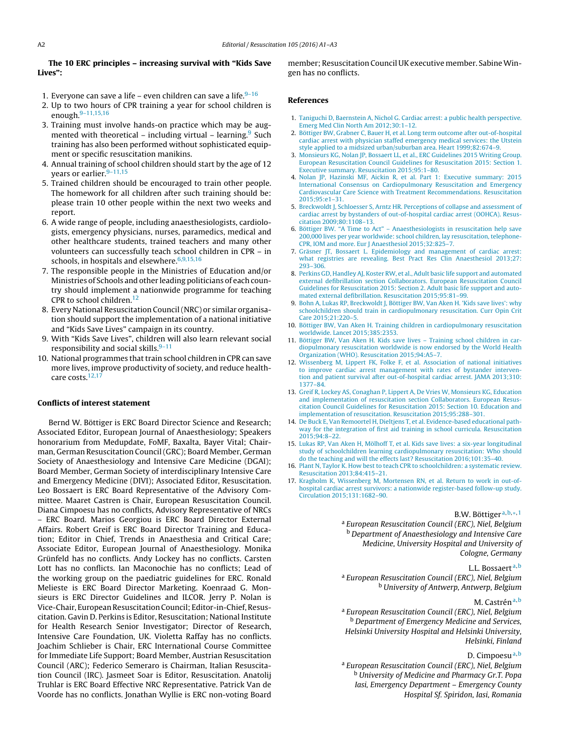### The 10 ERC principles – increasing survival with "Kids Save Lives":

1. Everyone can save a life – even children can save a life.[9–16]
2. Up to two hours of CPR training a year for school children is enough.[9–11,15,16]
3. Training must involve hands-on practice which may be augmented with theoretical – including virtual – learning.[9] Such training has also been performed without sophisticated equipment or specific resuscitation manikins.
4. Annual training of school children should start by the age of 12 years or earlier.[9–11,15]
5. Trained children should be encouraged to train other people. The homework for all children after such training should be: please train 10 other people within the next two weeks and report.
6. A wide range of people, including anaesthesiologists, cardiologists, emergency physicians, nurses, paramedics, medical and other healthcare students, trained teachers and many other volunteers can successfully teach school children in CPR – in schools, in hospitals and elsewhere.[6,9,15,16]
7. The responsible people in the Ministries of Education and/or Ministries of Schools and other leading politicians of each country should implement a nationwide programme for teaching CPR to school children.[12]
8. Every National Resuscitation Council (NRC) or similar organisation should support the implementation of a national initiative and "Kids Save Lives" campaign in its country.
9. With "Kids Save Lives", children will also learn relevant social responsibility and social skills.[9–11]
10. National programmes that train school children in CPR can save more lives, improve productivity of society, and reduce healthcare costs.[12,17]

### Conflicts of interest statement

Bernd W. Böttiger is ERC Board Director Science and Research; Associated Editor, European Journal of Anaesthesiology; Speakers honorarium from Medupdate, FoMF, Baxalta, Bayer Vital; Chairman, German Resuscitation Council (GRC); Board Member, German Society of Anaesthesiology and Intensive Care Medicine (DGAI); Board Member, German Society of interdisciplinary Intensive Care and Emergency Medicine (DIVI); Associated Editor, Resuscitation. Leo Bossaert is ERC Board Representative of the Advisory Committee. Maaret Castren is Chair, European Resuscitation Council. Diana Cimpoesu has no conflicts, Advisory Representative of NRCs – ERC Board. Marios Georgiou is ERC Board Director External Affairs. Robert Greif is ERC Board Director Training and Education; Editor in Chief, Trends in Anaesthesia and Critical Care; Associate Editor, European Journal of Anaesthesiology. Monika Grünfeld has no conflicts. Andy Lockey has no conflicts. Carsten Lott has no conflicts. Ian Maconochie has no conflicts; Lead of the working group on the paediatric guidelines for ERC. Ronald Melieste is ERC Board Director Marketing. Koenraad G. Monsieurs is ERC Director Guidelines and ILCOR. Jerry P. Nolan is Vice-Chair, European Resuscitation Council; Editor-in-Chief, Resuscitation. Gavin D. Perkins is Editor, Resuscitation; National Institute for Health Research Senior Investigator; Director of Research, Intensive Care Foundation, UK. Violetta Raffay has no conflicts. Joachim Schlieber is Chair, ERC International Course Committee for Immediate Life Support; Board Member, Austrian Resuscitation Council (ARC); Federico Semeraro is Chairman, Italian Resuscitation Council (IRC). Jasmeet Soar is Editor, Resuscitation. Anatolij Truhlar is ERC Board Effective NRC Representative. Patrick Van de Voorde has no conflicts. Jonathan Wyllie is ERC non-voting Board member; Resuscitation Council UK executive member. Sabine Wingen has no conflicts.

### References

1. Taniguchi D, Baernstein A, Nichol G. Cardiac arrest: a public health perspective. Emerg Med Clin North Am 2012;30:1–12.
2. Böttiger BW, Grabner C, Bauer H, et al. Long term outcome after out-of-hospital cardiac arrest with physician staffed emergency medical services: the Utstein style applied to a midsized urban/suburban area. Heart 1999;82:674–9.
3. Monsieurs KG, Nolan JP, Bossaert LL, et al., ERC Guidelines 2015 Writing Group. European Resuscitation Council Guidelines for Resuscitation 2015: Section 1. Executive summary. Resuscitation 2015;95:1–80.
4. Nolan JP, Hazinski MF, Aickin R, et al. Part 1: Executive summary: 2015 International Consensus on Cardiopulmonary Resuscitation and Emergency Cardiovascular Care Science with Treatment Recommendations. Resuscitation 2015;95:e1–31.
5. Breckwoldt J, Schloesser S, Arntz HR. Perceptions of collapse and assessment of cardiac arrest by bystanders of out-of-hospital cardiac arrest (OOHCA). Resuscitation 2009;80:1108–13.
6. Böttiger BW. "A Time to Act" – Anaesthesiologists in resuscitation help save 200,000 lives per year worldwide: school children, lay resuscitation, telephone-CPR, IOM and more. Eur J Anaesthesiol 2015;32:825–7.
7. Gräsner JT, Bossaert L. Epidemiology and management of cardiac arrest: what registries are revealing. Best Pract Res Clin Anaesthesiol 2013;27:293–306.
8. Perkins GD, Handley AJ, Koster RW, et al., Adult basic life support and automated external defibrillation section Collaborators. European Resuscitation Council Guidelines for Resuscitation 2015: Section 2. Adult basic life support and automated external defibrillation. Resuscitation 2015;95:81–99.
9. Bohn A, Lukas RP, Breckwoldt J, Böttiger BW, Van Aken H. 'Kids save lives': why schoolchildren should train in cardiopulmonary resuscitation. Curr Opin Crit Care 2015;21:220–5.
10. Böttiger BW, Van Aken H. Training children in cardiopulmonary resuscitation worldwide. Lancet 2015;385:2353.
11. Böttiger BW, Van Aken H. Kids save lives – Training school children in cardiopulmonary resuscitation worldwide is now endorsed by the World Health Organization (WHO). Resuscitation 2015;94:A5–7.
12. Wissenberg M, Lippert FK, Folke F, et al. Association of national initiatives to improve cardiac arrest management with rates of bystander intervention and patient survival after out-of-hospital cardiac arrest. JAMA 2013;310:1377–84.
13. Greif R, Lockey AS, Conaghan P, Lippert A, De Vries W, Monsieurs KG, Education and implementation of resuscitation section Collaborators. European Resuscitation Council Guidelines for Resuscitation 2015: Section 10. Education and implementation of resuscitation. Resuscitation 2015;95:288–301.
14. De Buck E, Van Remoortel H, Dieltjens T, et al. Evidence-based educational pathway for the integration of first aid training in school curricula. Resuscitation 2015;94:8–22.
15. Lukas RP, Van Aken H, Mölhoff T, et al. Kids save lives: a six-year longitudinal study of schoolchildren learning cardiopulmonary resuscitation: Who should do the teaching and will the effects last? Resuscitation 2016;101:35–40.
16. Plant N, Taylor K. How best to teach CPR to schoolchildren: a systematic review. Resuscitation 2013;84:415–21.
17. Kragholm K, Wissenberg M, Mortensen RN, et al. Return to work in out-of-hospital cardiac arrest survivors: a nationwide register-based follow-up study. Circulation 2015;131:1682–90.

B.W. Böttiger[a,b,*,1]
[a] *European Resuscitation Council (ERC), Niel, Belgium*
[b] *Department of Anaesthesiology and Intensive Care Medicine, University Hospital and University of Cologne, Germany*

L.L. Bossaert[a,b]
[a] *European Resuscitation Council (ERC), Niel, Belgium*
[b] *University of Antwerp, Antwerp, Belgium*

M. Castrén[a,b]
[a] *European Resuscitation Council (ERC), Niel, Belgium*
[b] *Department of Emergency Medicine and Services, Helsinki University Hospital and Helsinki University, Helsinki, Finland*

D. Cimpoesu[a,b]
[a] *European Resuscitation Council (ERC), Niel, Belgium*
[b] *University of Medicine and Pharmacy Gr.T. Popa Iasi, Emergency Department – Emergency County Hospital Sf. Spiridon, Iasi, Romania*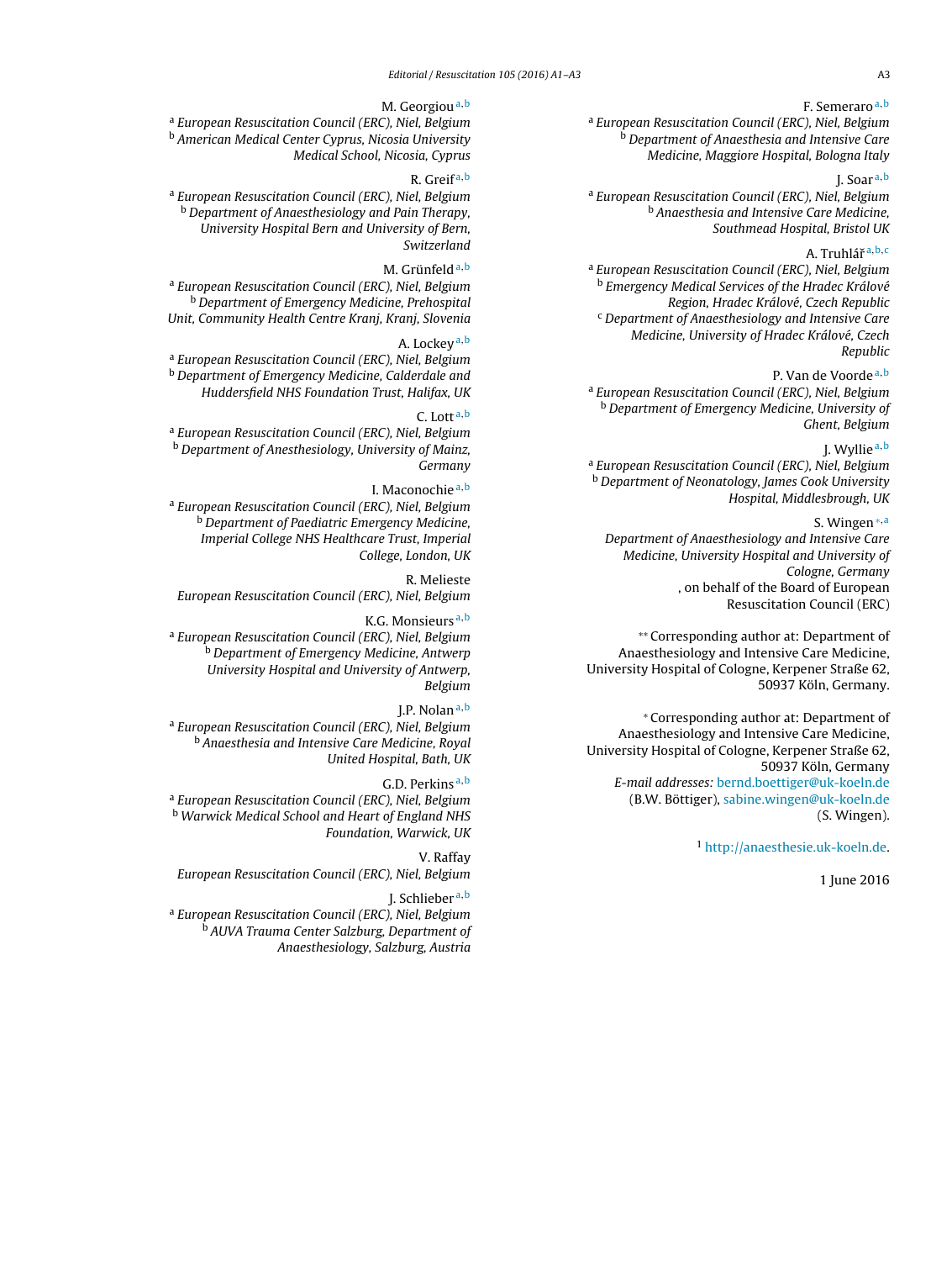M. Georgiou[a,b]

[a] *European Resuscitation Council (ERC), Niel, Belgium*
[b] *American Medical Center Cyprus, Nicosia University Medical School, Nicosia, Cyprus*

R. Greif[a,b]

[a] *European Resuscitation Council (ERC), Niel, Belgium*
[b] *Department of Anaesthesiology and Pain Therapy, University Hospital Bern and University of Bern, Switzerland*

M. Grünfeld[a,b]

[a] *European Resuscitation Council (ERC), Niel, Belgium*
[b] *Department of Emergency Medicine, Prehospital Unit, Community Health Centre Kranj, Kranj, Slovenia*

A. Lockey[a,b]

[a] *European Resuscitation Council (ERC), Niel, Belgium*
[b] *Department of Emergency Medicine, Calderdale and Huddersfield NHS Foundation Trust, Halifax, UK*

C. Lott[a,b]

[a] *European Resuscitation Council (ERC), Niel, Belgium*
[b] *Department of Anesthesiology, University of Mainz, Germany*

I. Maconochie[a,b]

[a] *European Resuscitation Council (ERC), Niel, Belgium*
[b] *Department of Paediatric Emergency Medicine, Imperial College NHS Healthcare Trust, Imperial College, London, UK*

R. Melieste

*European Resuscitation Council (ERC), Niel, Belgium*

K.G. Monsieurs[a,b]

[a] *European Resuscitation Council (ERC), Niel, Belgium*
[b] *Department of Emergency Medicine, Antwerp University Hospital and University of Antwerp, Belgium*

J.P. Nolan[a,b]

[a] *European Resuscitation Council (ERC), Niel, Belgium*
[b] *Anaesthesia and Intensive Care Medicine, Royal United Hospital, Bath, UK*

G.D. Perkins[a,b]

[a] *European Resuscitation Council (ERC), Niel, Belgium*
[b] *Warwick Medical School and Heart of England NHS Foundation, Warwick, UK*

V. Raffay

*European Resuscitation Council (ERC), Niel, Belgium*

J. Schlieber[a,b]

[a] *European Resuscitation Council (ERC), Niel, Belgium*
[b] *AUVA Trauma Center Salzburg, Department of Anaesthesiology, Salzburg, Austria*

F. Semeraro[a,b]

[a] *European Resuscitation Council (ERC), Niel, Belgium*
[b] *Department of Anaesthesia and Intensive Care Medicine, Maggiore Hospital, Bologna Italy*

J. Soar[a,b]

[a] *European Resuscitation Council (ERC), Niel, Belgium*
[b] *Anaesthesia and Intensive Care Medicine, Southmead Hospital, Bristol UK*

A. Truhlář[a,b,c]

[a] *European Resuscitation Council (ERC), Niel, Belgium*
[b] *Emergency Medical Services of the Hradec Králové Region, Hradec Králové, Czech Republic*
[c] *Department of Anaesthesiology and Intensive Care Medicine, University of Hradec Králové, Czech Republic*

P. Van de Voorde[a,b]

[a] *European Resuscitation Council (ERC), Niel, Belgium*
[b] *Department of Emergency Medicine, University of Ghent, Belgium*

J. Wyllie[a,b]

[a] *European Resuscitation Council (ERC), Niel, Belgium*
[b] *Department of Neonatology, James Cook University Hospital, Middlesbrough, UK*

S. Wingen[*,a]

*Department of Anaesthesiology and Intensive Care Medicine, University Hospital and University of Cologne, Germany*

, on behalf of the Board of European Resuscitation Council (ERC)

[**] Corresponding author at: Department of Anaesthesiology and Intensive Care Medicine, University Hospital of Cologne, Kerpener Straße 62, 50937 Köln, Germany.

[*] Corresponding author at: Department of Anaesthesiology and Intensive Care Medicine, University Hospital of Cologne, Kerpener Straße 62, 50937 Köln, Germany

*E-mail addresses:* bernd.boettiger@uk-koeln.de (B.W. Böttiger), sabine.wingen@uk-koeln.de (S. Wingen).

[1] http://anaesthesie.uk-koeln.de.

1 June 2016